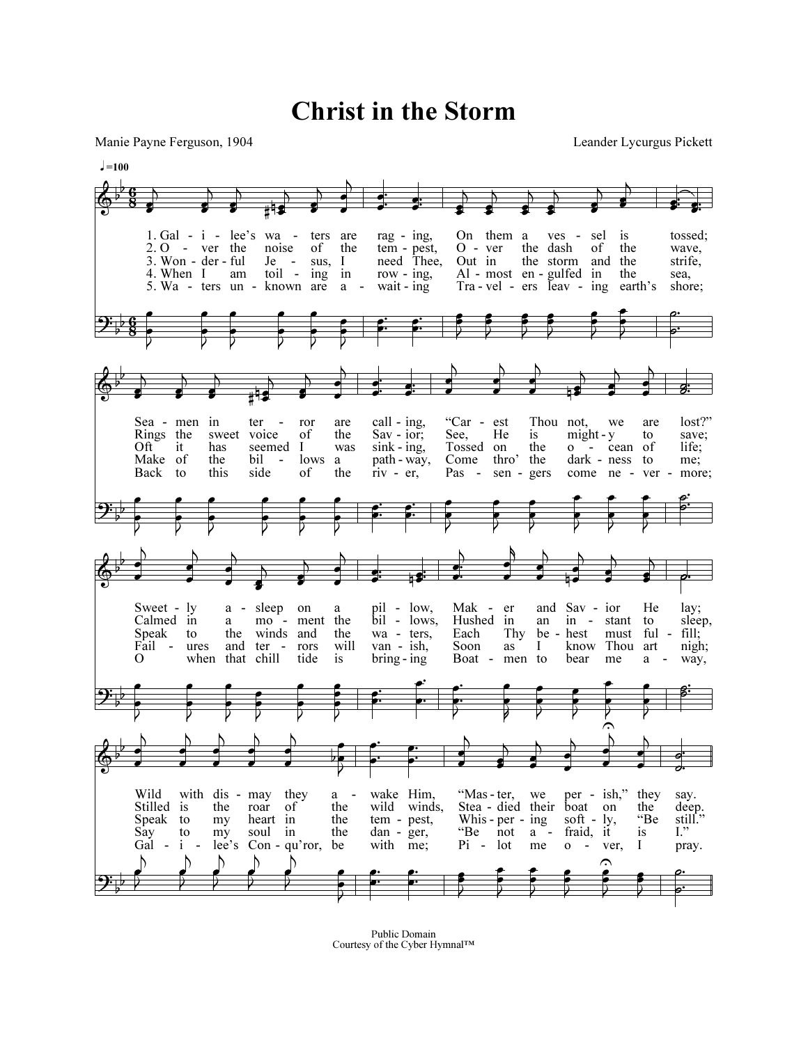# Christ in the Storm

Manie Payne Ferguson, 1904

Leander Lycurgus Pickett

♩=100

1. Galilee's waters are raging, On them a vessel is tossed;
Seamen in terror are calling, "Carest Thou not, we are lost?"
Sweetly asleep on a pillow, Maker and Savior He lay;
Wild with dismay they awake Him, "Master, we perish," they say.

2. Over the noise of the tempest, Over the dash of the wave,
Rings the sweet voice of the Savior; See, He is mighty to save;
Calmed in a moment the billows, Hushed in an instant to sleep,
Stilled is the roar of the wild winds, Steadied their boat on the deep.

3. Wonderful Jesus, I need Thee, Out in the storm and the strife,
Oft it has seemed I was sinking, Tossed on the ocean of life;
Speak to the winds and the waters, Each Thy behest must fulfill;
Speak to my heart in the tempest, Whispering softly, "Be still."

4. When I am toiling in rowing, Almost engulfed in the sea,
Make of the billows a pathway, Come thro' the darkness to me;
Failures and terrors will vanish, Soon as I know Thou art nigh;
Say to my soul in the danger, "Be not afraid, it is I."

5. Waters unknown are awaiting Travelers leaving earth's shore;
Back to this side of the river, Passengers come nevermore;
O when that chill tide is bringing Boatmen to bear me away,
Galilee's Conqu'ror, be with me; Pilot me over, I pray.

Public Domain
Courtesy of the Cyber Hymnal™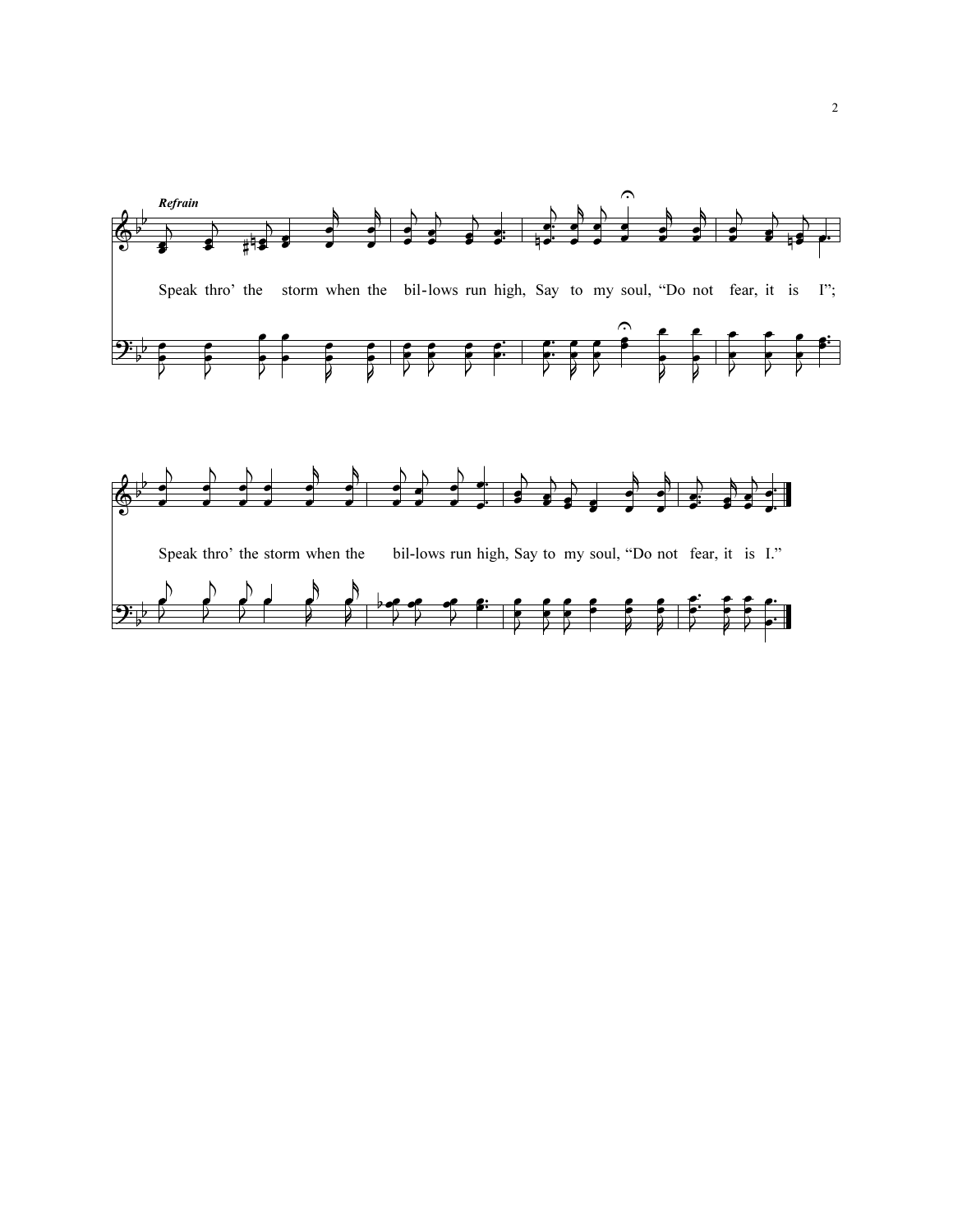*Refrain*

Speak thro' the storm when the bil-lows run high, Say to my soul, "Do not fear, it is I";

Speak thro' the storm when the bil-lows run high, Say to my soul, "Do not fear, it is I."